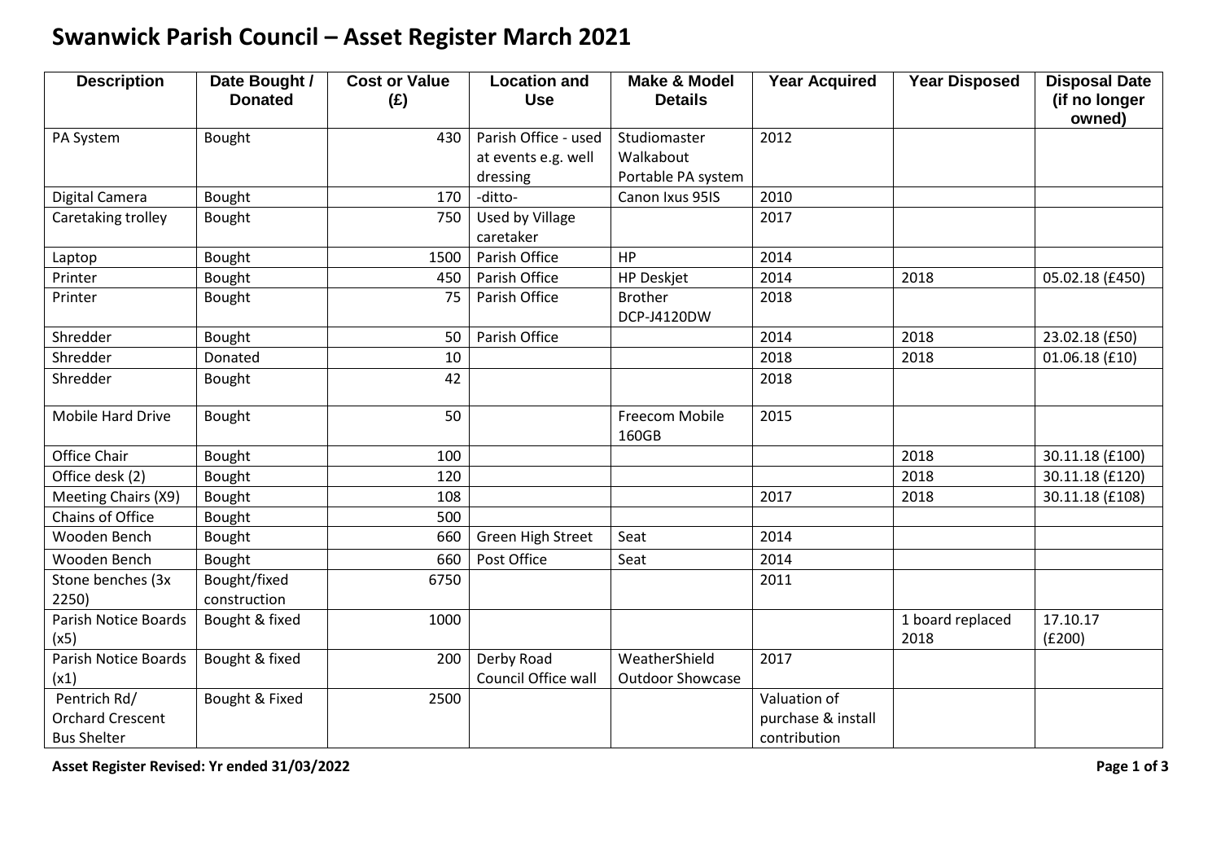# Swanwick Parish Council – Asset Register March 2021

| Description | Date Bought / Donated | Cost or Value (£) | Location and Use | Make & Model Details | Year Acquired | Year Disposed | Disposal Date (if no longer owned) |
|---|---|---|---|---|---|---|---|
| PA System | Bought | 430 | Parish Office - used at events e.g. well dressing | Studiomaster Walkabout Portable PA system | 2012 | | |
| Digital Camera | Bought | 170 | -ditto- | Canon Ixus 95IS | 2010 | | |
| Caretaking trolley | Bought | 750 | Used by Village caretaker | | 2017 | | |
| Laptop | Bought | 1500 | Parish Office | HP | 2014 | | |
| Printer | Bought | 450 | Parish Office | HP Deskjet | 2014 | 2018 | 05.02.18 (£450) |
| Printer | Bought | 75 | Parish Office | Brother DCP-J4120DW | 2018 | | |
| Shredder | Bought | 50 | Parish Office | | 2014 | 2018 | 23.02.18 (£50) |
| Shredder | Donated | 10 | | | 2018 | 2018 | 01.06.18 (£10) |
| Shredder | Bought | 42 | | | 2018 | | |
| Mobile Hard Drive | Bought | 50 | | Freecom Mobile 160GB | 2015 | | |
| Office Chair | Bought | 100 | | | | 2018 | 30.11.18 (£100) |
| Office desk (2) | Bought | 120 | | | | 2018 | 30.11.18 (£120) |
| Meeting Chairs (X9) | Bought | 108 | | | 2017 | 2018 | 30.11.18 (£108) |
| Chains of Office | Bought | 500 | | | | | |
| Wooden Bench | Bought | 660 | Green High Street | Seat | 2014 | | |
| Wooden Bench | Bought | 660 | Post Office | Seat | 2014 | | |
| Stone benches (3x 2250) | Bought/fixed construction | 6750 | | | 2011 | | |
| Parish Notice Boards (x5) | Bought & fixed | 1000 | | | | 1 board replaced 2018 | 17.10.17 (£200) |
| Parish Notice Boards (x1) | Bought & fixed | 200 | Derby Road Council Office wall | WeatherShield Outdoor Showcase | 2017 | | |
| Pentrich Rd/ Orchard Crescent Bus Shelter | Bought & Fixed | 2500 | | | Valuation of purchase & install contribution | | |

**Asset Register Revised: Yr ended 31/03/2022**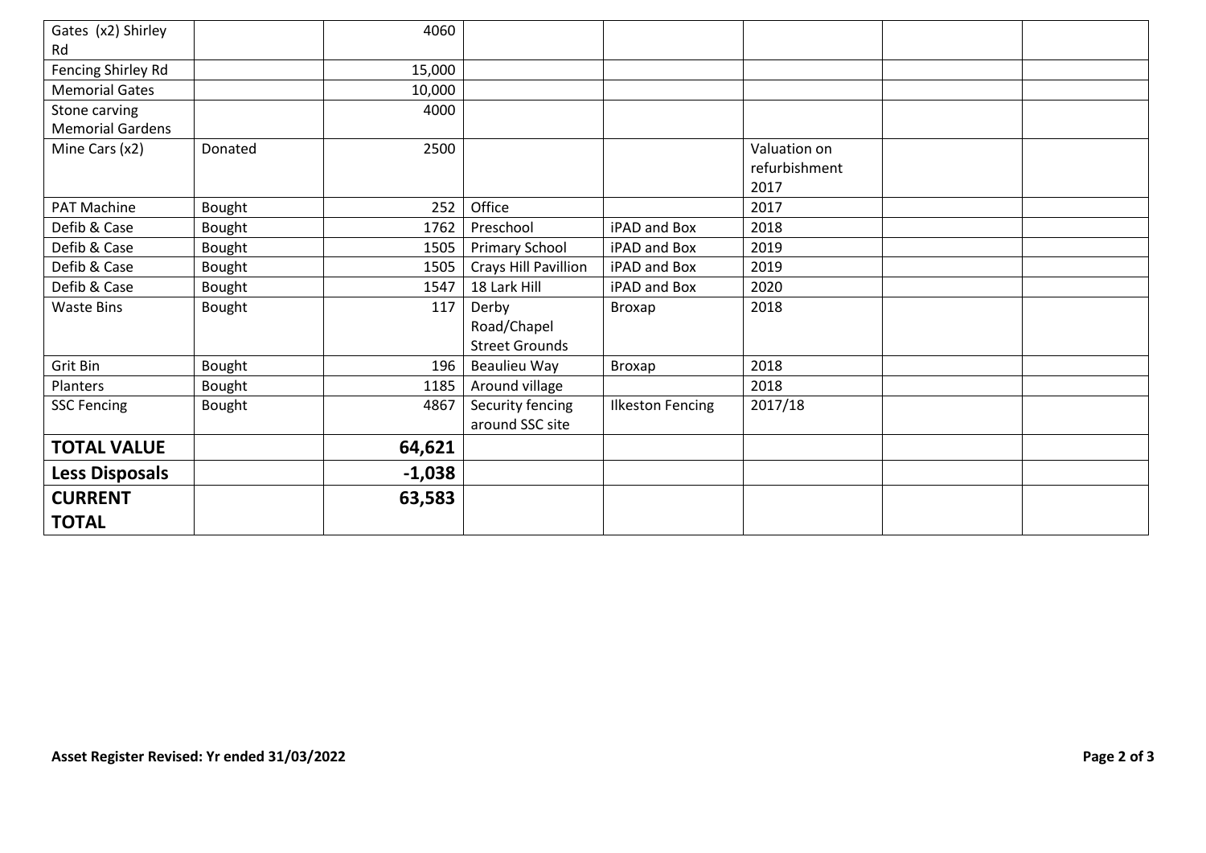| | | | | | | | |
|---|---|---|---|---|---|---|---|
| Gates (x2) Shirley Rd | | 4060 | | | | | |
| Fencing Shirley Rd | | 15,000 | | | | | |
| Memorial Gates | | 10,000 | | | | | |
| Stone carving Memorial Gardens | | 4000 | | | | | |
| Mine Cars (x2) | Donated | 2500 | | | Valuation on refurbishment 2017 | | |
| PAT Machine | Bought | 252 | Office | | 2017 | | |
| Defib & Case | Bought | 1762 | Preschool | iPAD and Box | 2018 | | |
| Defib & Case | Bought | 1505 | Primary School | iPAD and Box | 2019 | | |
| Defib & Case | Bought | 1505 | Crays Hill Pavillion | iPAD and Box | 2019 | | |
| Defib & Case | Bought | 1547 | 18 Lark Hill | iPAD and Box | 2020 | | |
| Waste Bins | Bought | 117 | Derby Road/Chapel Street Grounds | Broxap | 2018 | | |
| Grit Bin | Bought | 196 | Beaulieu Way | Broxap | 2018 | | |
| Planters | Bought | 1185 | Around village | | 2018 | | |
| SSC Fencing | Bought | 4867 | Security fencing around SSC site | Ilkeston Fencing | 2017/18 | | |
| **TOTAL VALUE** | | **64,621** | | | | | |
| **Less Disposals** | | **-1,038** | | | | | |
| **CURRENT TOTAL** | | **63,583** | | | | | |

**Asset Register Revised: Yr ended 31/03/2022**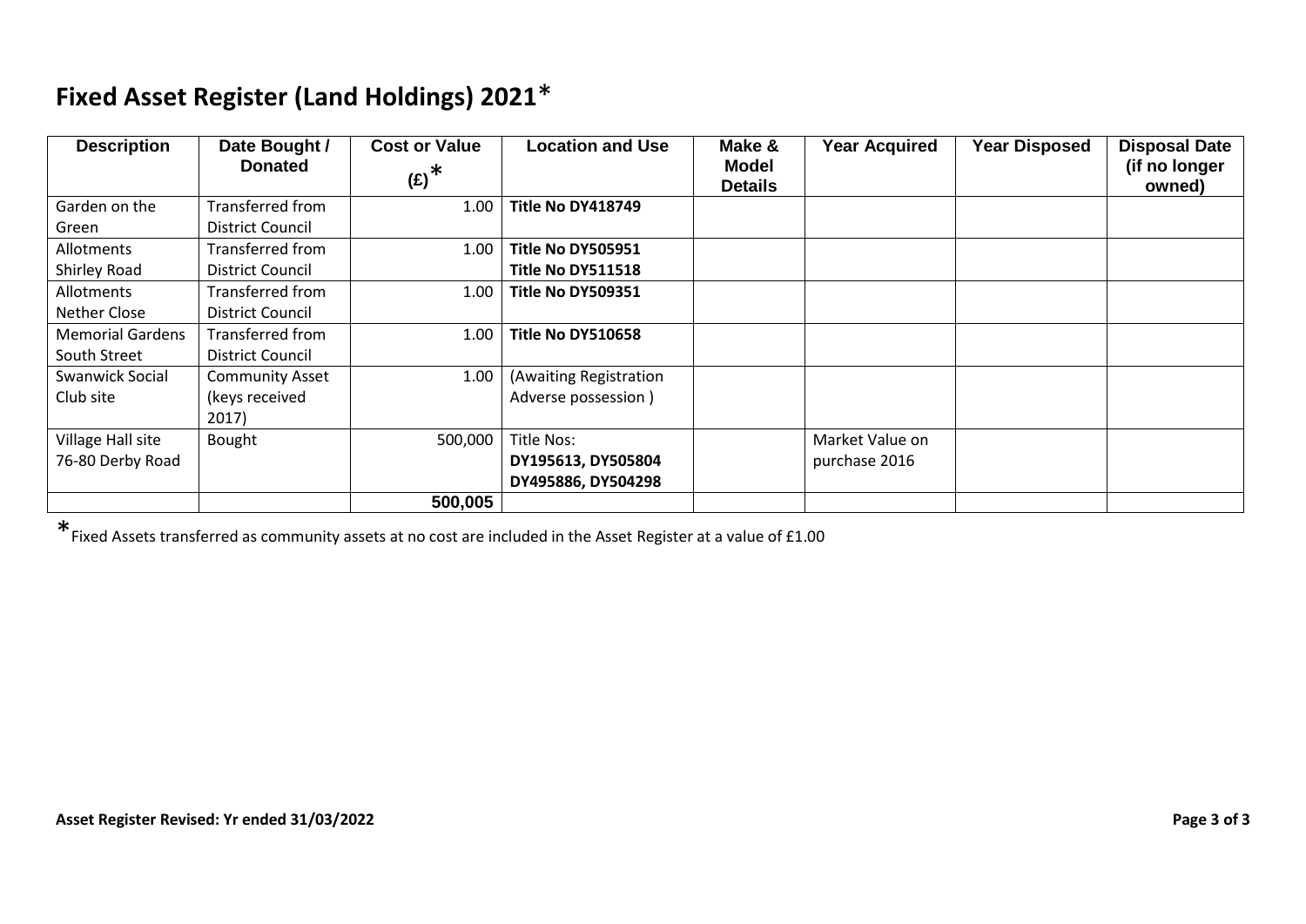# Fixed Asset Register (Land Holdings) 2021*

| Description | Date Bought / Donated | Cost or Value (£)* | Location and Use | Make & Model Details | Year Acquired | Year Disposed | Disposal Date (if no longer owned) |
|---|---|---|---|---|---|---|---|
| Garden on the Green | Transferred from District Council | 1.00 | **Title No DY418749** | | | | |
| Allotments Shirley Road | Transferred from District Council | 1.00 | **Title No DY505951** **Title No DY511518** | | | | |
| Allotments Nether Close | Transferred from District Council | 1.00 | **Title No DY509351** | | | | |
| Memorial Gardens South Street | Transferred from District Council | 1.00 | **Title No DY510658** | | | | |
| Swanwick Social Club site | Community Asset (keys received 2017) | 1.00 | (Awaiting Registration Adverse possession ) | | | | |
| Village Hall site 76-80 Derby Road | Bought | 500,000 | Title Nos: **DY195613, DY505804 DY495886, DY504298** | | Market Value on purchase 2016 | | |
| | | **500,005** | | | | | |

*Fixed Assets transferred as community assets at no cost are included in the Asset Register at a value of £1.00

**Asset Register Revised: Yr ended 31/03/2022**